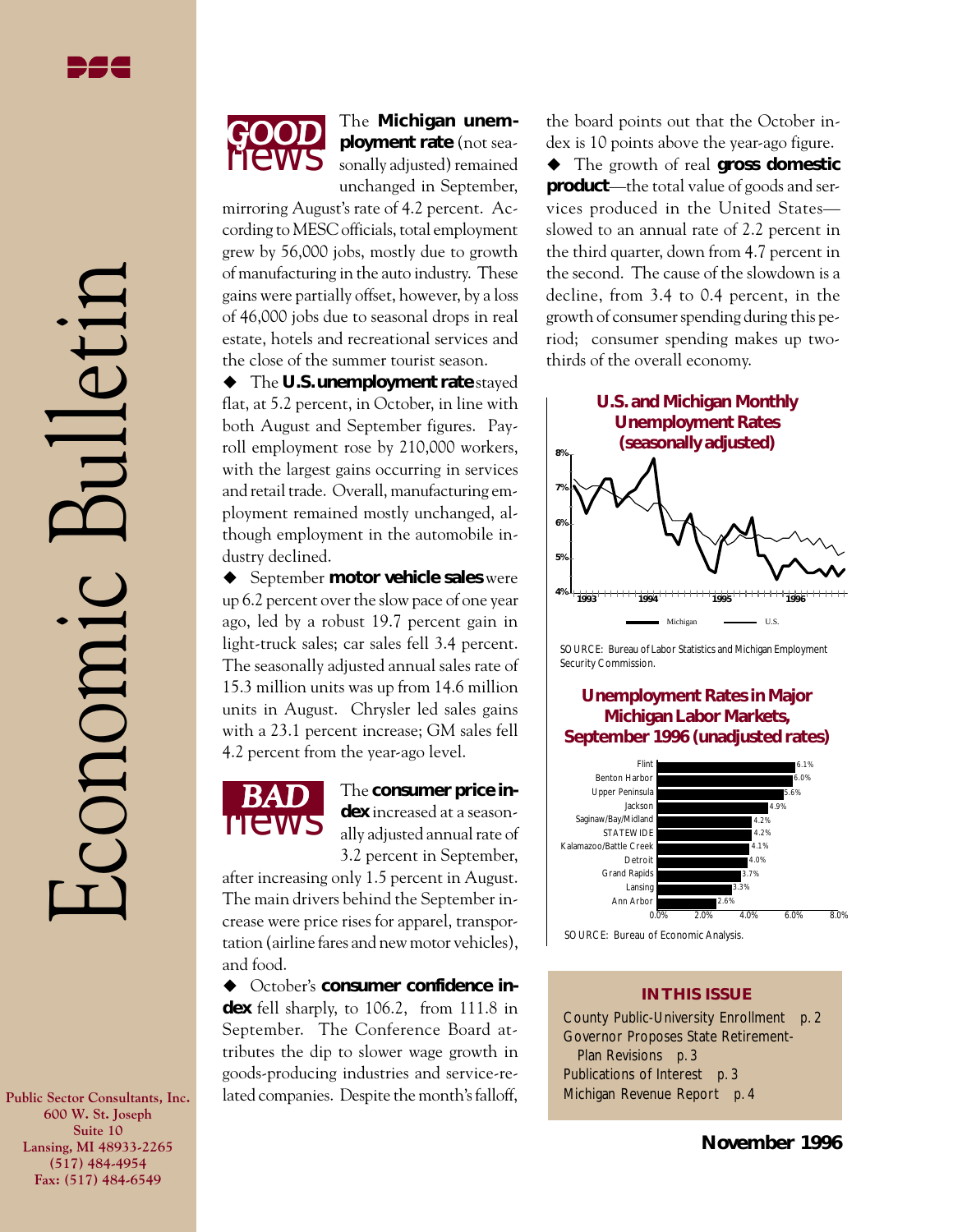# Economic Bulletin

**November 1996**

## GOOD news

The **Michigan unemployment rate** (not seasonally adjusted) remained unchanged in September, mirroring August's rate of 4.2 percent. According to MESC officials, total employment grew by 56,000 jobs, mostly due to growth of manufacturing in the auto industry. These gains were partially offset, however, by a loss of 46,000 jobs due to seasonal drops in real estate, hotels and recreational services and the close of the summer tourist season.

◆ The **U.S. unemployment rate** stayed flat, at 5.2 percent, in October, in line with both August and September figures. Payroll employment rose by 210,000 workers, with the largest gains occurring in services and retail trade. Overall, manufacturing employment remained mostly unchanged, although employment in the automobile industry declined.

◆ September **motor vehicle sales** were up 6.2 percent over the slow pace of one year ago, led by a robust 19.7 percent gain in light-truck sales; car sales fell 3.4 percent. The seasonally adjusted annual sales rate of 15.3 million units was up from 14.6 million units in August. Chrysler led sales gains with a 23.1 percent increase; GM sales fell 4.2 percent from the year-ago level.

## BAD news

The **consumer price index** increased at a seasonally adjusted annual rate of 3.2 percent in September, after increasing only 1.5 percent in August. The main drivers behind the September increase were price rises for apparel, transportation (airline fares and new motor vehicles), and food.

◆ October's **consumer confidence index** fell sharply, to 106.2, from 111.8 in September. The Conference Board attributes the dip to slower wage growth in goods-producing industries and service-related companies. Despite the month's falloff, the board points out that the October index is 10 points above the year-ago figure.

◆ The growth of real **gross domestic product**—the total value of goods and services produced in the United States—slowed to an annual rate of 2.2 percent in the third quarter, down from 4.7 percent in the second. The cause of the slowdown is a decline, from 3.4 to 0.4 percent, in the growth of consumer spending during this period; consumer spending makes up two-thirds of the overall economy.

### U.S. and Michigan Monthly Unemployment Rates (seasonally adjusted)

[Line chart, 1993–1996, y-axis 4%–8%; series: Michigan, U.S.]

SOURCE: Bureau of Labor Statistics and Michigan Employment Security Commission.

### Unemployment Rates in Major Michigan Labor Markets, September 1996 (unadjusted rates)

| Labor Market | Rate |
|---|---|
| Flint | 6.1% |
| Benton Harbor | 6.0% |
| Upper Peninsula | 5.6% |
| Jackson | 4.9% |
| Saginaw/Bay/Midland | 4.2% |
| STATEWIDE | 4.2% |
| Kalamazoo/Battle Creek | 4.1% |
| Detroit | 4.0% |
| Grand Rapids | 3.7% |
| Lansing | 3.3% |
| Ann Arbor | 2.6% |

SOURCE: Bureau of Economic Analysis.

### IN THIS ISSUE

- County Public-University Enrollment p. 2
- Governor Proposes State Retirement-Plan Revisions p. 3
- Publications of Interest p. 3
- Michigan Revenue Report p. 4

**Public Sector Consultants, Inc.**
600 W. St. Joseph
Suite 10
Lansing, MI 48933-2265
(517) 484-4954
Fax: (517) 484-6549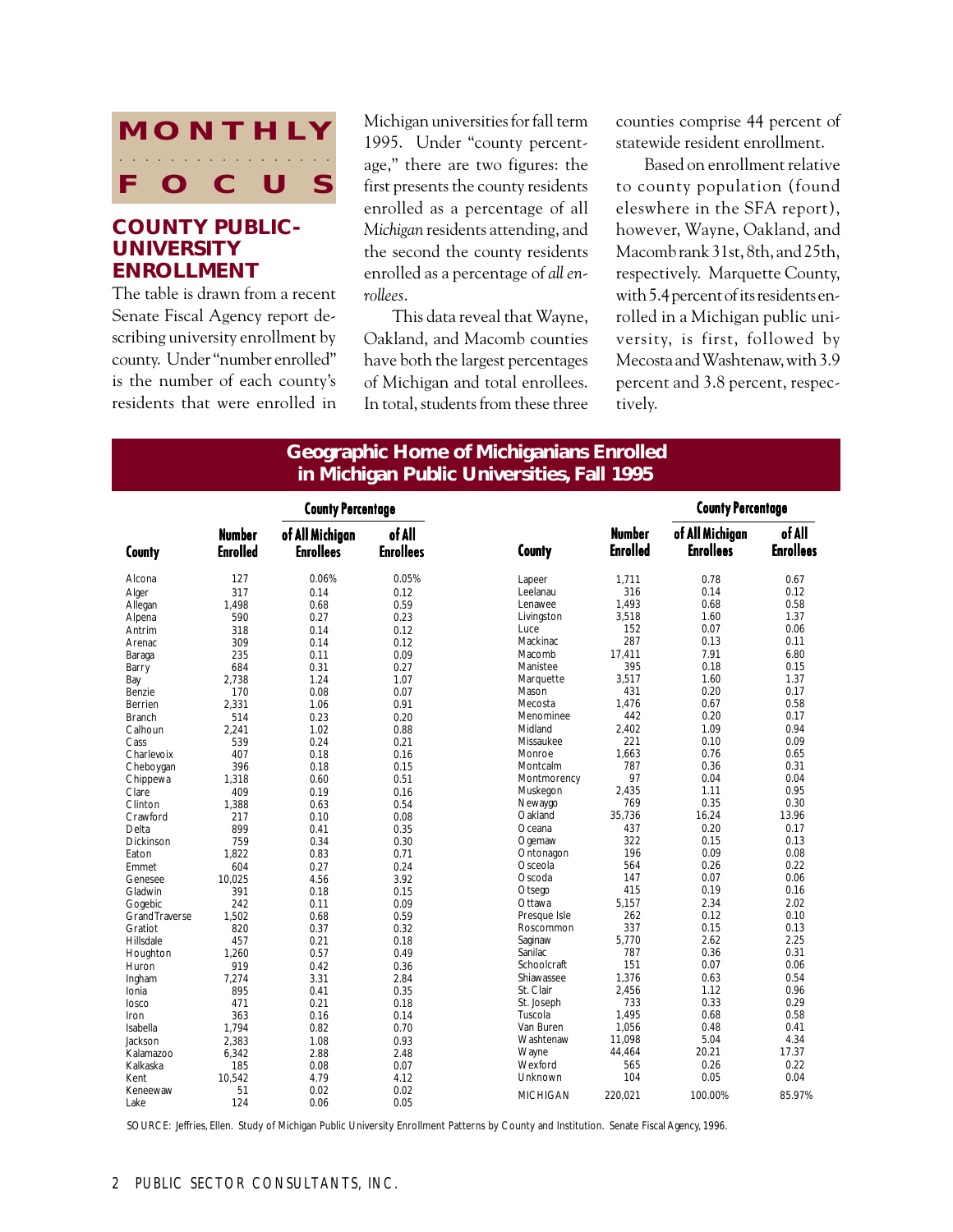# MONTHLY FOCUS

## COUNTY PUBLIC-UNIVERSITY ENROLLMENT

The table is drawn from a recent Senate Fiscal Agency report describing university enrollment by county. Under "number enrolled" is the number of each county's residents that were enrolled in Michigan universities for fall term 1995. Under "county percentage," there are two figures: the first presents the county residents enrolled as a percentage of all *Michigan* residents attending, and the second the county residents enrolled as a percentage of *all enrollees*.

This data reveal that Wayne, Oakland, and Macomb counties have both the largest percentages of Michigan and total enrollees. In total, students from these three counties comprise 44 percent of statewide resident enrollment.

Based on enrollment relative to county population (found eleswhere in the SFA report), however, Wayne, Oakland, and Macomb rank 31st, 8th, and 25th, respectively. Marquette County, with 5.4 percent of its residents enrolled in a Michigan public university, is first, followed by Mecosta and Washtenaw, with 3.9 percent and 3.8 percent, respectively.

### Geographic Home of Michiganians Enrolled in Michigan Public Universities, Fall 1995

| County | Number Enrolled | County Percentage of All Michigan Enrollees | County Percentage of All Enrollees |
|---|---|---|---|
| Alcona | 127 | 0.06% | 0.05% |
| Alger | 317 | 0.14 | 0.12 |
| Allegan | 1,498 | 0.68 | 0.59 |
| Alpena | 590 | 0.27 | 0.23 |
| Antrim | 318 | 0.14 | 0.12 |
| Arenac | 309 | 0.14 | 0.12 |
| Baraga | 235 | 0.11 | 0.09 |
| Barry | 684 | 0.31 | 0.27 |
| Bay | 2,738 | 1.24 | 1.07 |
| Benzie | 170 | 0.08 | 0.07 |
| Berrien | 2,331 | 1.06 | 0.91 |
| Branch | 514 | 0.23 | 0.20 |
| Calhoun | 2,241 | 1.02 | 0.88 |
| Cass | 539 | 0.24 | 0.21 |
| Charlevoix | 407 | 0.18 | 0.16 |
| Cheboygan | 396 | 0.18 | 0.15 |
| Chippewa | 1,318 | 0.60 | 0.51 |
| Clare | 409 | 0.19 | 0.16 |
| Clinton | 1,388 | 0.63 | 0.54 |
| Crawford | 217 | 0.10 | 0.08 |
| Delta | 899 | 0.41 | 0.35 |
| Dickinson | 759 | 0.34 | 0.30 |
| Eaton | 1,822 | 0.83 | 0.71 |
| Emmet | 604 | 0.27 | 0.24 |
| Genesee | 10,025 | 4.56 | 3.92 |
| Gladwin | 391 | 0.18 | 0.15 |
| Gogebic | 242 | 0.11 | 0.09 |
| Grand Traverse | 1,502 | 0.68 | 0.59 |
| Gratiot | 820 | 0.37 | 0.32 |
| Hillsdale | 457 | 0.21 | 0.18 |
| Houghton | 1,260 | 0.57 | 0.49 |
| Huron | 919 | 0.42 | 0.36 |
| Ingham | 7,274 | 3.31 | 2.84 |
| Ionia | 895 | 0.41 | 0.35 |
| Iosco | 471 | 0.21 | 0.18 |
| Iron | 363 | 0.16 | 0.14 |
| Isabella | 1,794 | 0.82 | 0.70 |
| Jackson | 2,383 | 1.08 | 0.93 |
| Kalamazoo | 6,342 | 2.88 | 2.48 |
| Kalkaska | 185 | 0.08 | 0.07 |
| Kent | 10,542 | 4.79 | 4.12 |
| Keneewaw | 51 | 0.02 | 0.02 |
| Lake | 124 | 0.06 | 0.05 |
| Lapeer | 1,711 | 0.78 | 0.67 |
| Leelanau | 316 | 0.14 | 0.12 |
| Lenawee | 1,493 | 0.68 | 0.58 |
| Livingston | 3,518 | 1.60 | 1.37 |
| Luce | 152 | 0.07 | 0.06 |
| Mackinac | 287 | 0.13 | 0.11 |
| Macomb | 17,411 | 7.91 | 6.80 |
| Manistee | 395 | 0.18 | 0.15 |
| Marquette | 3,517 | 1.60 | 1.37 |
| Mason | 431 | 0.20 | 0.17 |
| Mecosta | 1,476 | 0.67 | 0.58 |
| Menominee | 442 | 0.20 | 0.17 |
| Midland | 2,402 | 1.09 | 0.94 |
| Missaukee | 221 | 0.10 | 0.09 |
| Monroe | 1,663 | 0.76 | 0.65 |
| Montcalm | 787 | 0.36 | 0.31 |
| Montmorency | 97 | 0.04 | 0.04 |
| Muskegon | 2,435 | 1.11 | 0.95 |
| Newaygo | 769 | 0.35 | 0.30 |
| Oakland | 35,736 | 16.24 | 13.96 |
| Oceana | 437 | 0.20 | 0.17 |
| Ogemaw | 322 | 0.15 | 0.13 |
| Ontonagon | 196 | 0.09 | 0.08 |
| Osceola | 564 | 0.26 | 0.22 |
| Oscoda | 147 | 0.07 | 0.06 |
| Otsego | 415 | 0.19 | 0.16 |
| Ottawa | 5,157 | 2.34 | 2.02 |
| Presque Isle | 262 | 0.12 | 0.10 |
| Roscommon | 337 | 0.15 | 0.13 |
| Saginaw | 5,770 | 2.62 | 2.25 |
| Sanilac | 787 | 0.36 | 0.31 |
| Schoolcraft | 151 | 0.07 | 0.06 |
| Shiawassee | 1,376 | 0.63 | 0.54 |
| St. Clair | 2,456 | 1.12 | 0.96 |
| St. Joseph | 733 | 0.33 | 0.29 |
| Tuscola | 1,495 | 0.68 | 0.58 |
| Van Buren | 1,056 | 0.48 | 0.41 |
| Washtenaw | 11,098 | 5.04 | 4.34 |
| Wayne | 44,464 | 20.21 | 17.37 |
| Wexford | 565 | 0.26 | 0.22 |
| Unknown | 104 | 0.05 | 0.04 |
| MICHIGAN | 220,021 | 100.00% | 85.97% |

SOURCE: Jeffries, Ellen. Study of Michigan Public University Enrollment Patterns by County and Institution. Senate Fiscal Agency, 1996.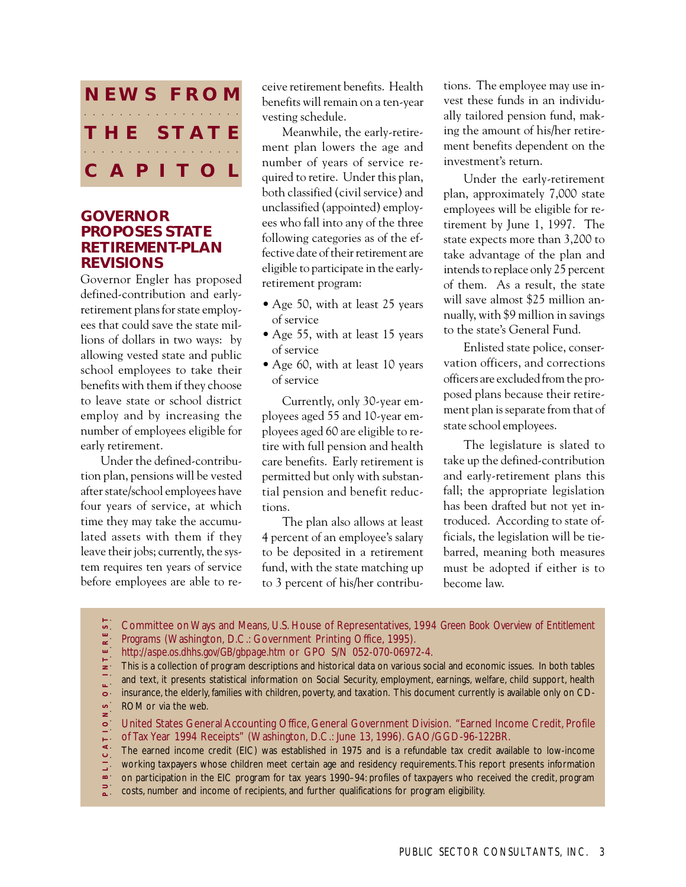# NEWS FROM THE STATE CAPITOL

## GOVERNOR PROPOSES STATE RETIREMENT-PLAN REVISIONS

Governor Engler has proposed defined-contribution and early-retirement plans for state employees that could save the state millions of dollars in two ways: by allowing vested state and public school employees to take their benefits with them if they choose to leave state or school district employ and by increasing the number of employees eligible for early retirement.

Under the defined-contribution plan, pensions will be vested after state/school employees have four years of service, at which time they may take the accumulated assets with them if they leave their jobs; currently, the system requires ten years of service before employees are able to receive retirement benefits. Health benefits will remain on a ten-year vesting schedule.

Meanwhile, the early-retirement plan lowers the age and number of years of service required to retire. Under this plan, both classified (civil service) and unclassified (appointed) employees who fall into any of the three following categories as of the effective date of their retirement are eligible to participate in the early-retirement program:

- Age 50, with at least 25 years of service
- Age 55, with at least 15 years of service
- Age 60, with at least 10 years of service

Currently, only 30-year employees aged 55 and 10-year employees aged 60 are eligible to retire with full pension and health care benefits. Early retirement is permitted but only with substantial pension and benefit reductions.

The plan also allows at least 4 percent of an employee's salary to be deposited in a retirement fund, with the state matching up to 3 percent of his/her contributions. The employee may use invest these funds in an individually tailored pension fund, making the amount of his/her retirement benefits dependent on the investment's return.

Under the early-retirement plan, approximately 7,000 state employees will be eligible for retirement by June 1, 1997. The state expects more than 3,200 to take advantage of the plan and intends to replace only 25 percent of them. As a result, the state will save almost $25 million annually, with $9 million in savings to the state's General Fund.

Enlisted state police, conservation officers, and corrections officers are excluded from the proposed plans because their retirement plan is separate from that of state school employees.

The legislature is slated to take up the defined-contribution and early-retirement plans this fall; the appropriate legislation has been drafted but not yet introduced. According to state officials, the legislation will be tie-barred, meaning both measures must be adopted if either is to become law.

## PUBLICATIONS OF INTEREST

Committee on Ways and Means, U.S. House of Representatives, 1994 Green Book Overview of Entitlement Programs (Washington, D.C.: Government Printing Office, 1995).
http://aspe.os.dhhs.gov/GB/gbpage.htm or GPO S/N 052-070-06972-4.

This is a collection of program descriptions and historical data on various social and economic issues. In both tables and text, it presents statistical information on Social Security, employment, earnings, welfare, child support, health insurance, the elderly, families with children, poverty, and taxation. This document currently is available only on CD-ROM or via the web.

United States General Accounting Office, General Government Division. "Earned Income Credit, Profile of Tax Year 1994 Receipts" (Washington, D.C.: June 13, 1996). GAO/GGD-96-122BR.

The earned income credit (EIC) was established in 1975 and is a refundable tax credit available to low-income working taxpayers whose children meet certain age and residency requirements. This report presents information on participation in the EIC program for tax years 1990–94: profiles of taxpayers who received the credit, program costs, number and income of recipients, and further qualifications for program eligibility.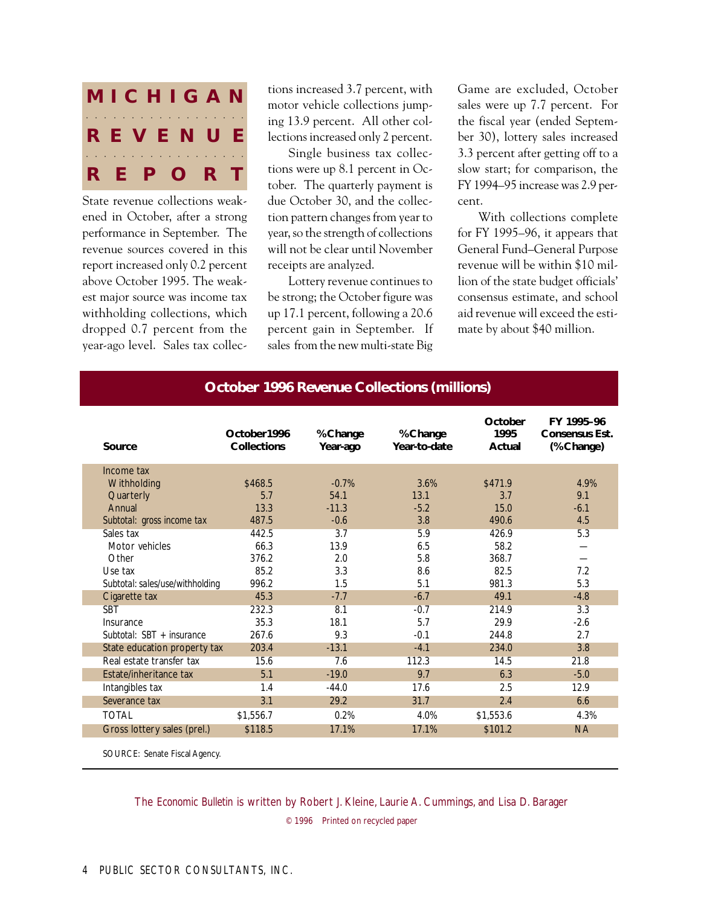# MICHIGAN REVENUE REPORT

State revenue collections weakened in October, after a strong performance in September. The revenue sources covered in this report increased only 0.2 percent above October 1995. The weakest major source was income tax withholding collections, which dropped 0.7 percent from the year-ago level. Sales tax collections increased 3.7 percent, with motor vehicle collections jumping 13.9 percent. All other collections increased only 2 percent.

Single business tax collections were up 8.1 percent in October. The quarterly payment is due October 30, and the collection pattern changes from year to year, so the strength of collections will not be clear until November receipts are analyzed.

Lottery revenue continues to be strong; the October figure was up 17.1 percent, following a 20.6 percent gain in September. If sales from the new multi-state Big Game are excluded, October sales were up 7.7 percent. For the fiscal year (ended September 30), lottery sales increased 3.3 percent after getting off to a slow start; for comparison, the FY 1994–95 increase was 2.9 percent.

With collections complete for FY 1995–96, it appears that General Fund–General Purpose revenue will be within $10 million of the state budget officials' consensus estimate, and school aid revenue will exceed the estimate by about $40 million.

## October 1996 Revenue Collections (millions)

| Source | October 1996 Collections | %Change Year-ago | %Change Year-to-date | October 1995 Actual | FY 1995–96 Consensus Est. (%Change) |
|---|---|---|---|---|---|
| Income tax | | | | | |
| Withholding | $468.5 | -0.7% | 3.6% | $471.9 | 4.9% |
| Quarterly | 5.7 | 54.1 | 13.1 | 3.7 | 9.1 |
| Annual | 13.3 | -11.3 | -5.2 | 15.0 | -6.1 |
| Subtotal: gross income tax | 487.5 | -0.6 | 3.8 | 490.6 | 4.5 |
| Sales tax | 442.5 | 3.7 | 5.9 | 426.9 | 5.3 |
| Motor vehicles | 66.3 | 13.9 | 6.5 | 58.2 | — |
| Other | 376.2 | 2.0 | 5.8 | 368.7 | — |
| Use tax | 85.2 | 3.3 | 8.6 | 82.5 | 7.2 |
| Subtotal: sales/use/withholding | 996.2 | 1.5 | 5.1 | 981.3 | 5.3 |
| Cigarette tax | 45.3 | -7.7 | -6.7 | 49.1 | -4.8 |
| SBT | 232.3 | 8.1 | -0.7 | 214.9 | 3.3 |
| Insurance | 35.3 | 18.1 | 5.7 | 29.9 | -2.6 |
| Subtotal: SBT + insurance | 267.6 | 9.3 | -0.1 | 244.8 | 2.7 |
| State education property tax | 203.4 | -13.1 | -4.1 | 234.0 | 3.8 |
| Real estate transfer tax | 15.6 | 7.6 | 112.3 | 14.5 | 21.8 |
| Estate/inheritance tax | 5.1 | -19.0 | 9.7 | 6.3 | -5.0 |
| Intangibles tax | 1.4 | -44.0 | 17.6 | 2.5 | 12.9 |
| Severance tax | 3.1 | 29.2 | 31.7 | 2.4 | 6.6 |
| TOTAL | $1,556.7 | 0.2% | 4.0% | $1,553.6 | 4.3% |
| Gross lottery sales (prel.) | $118.5 | 17.1% | 17.1% | $101.2 | NA |

SOURCE: Senate Fiscal Agency.

*The Economic Bulletin is written by Robert J. Kleine, Laurie A. Cummings, and Lisa D. Barager*

© 1996 Printed on recycled paper